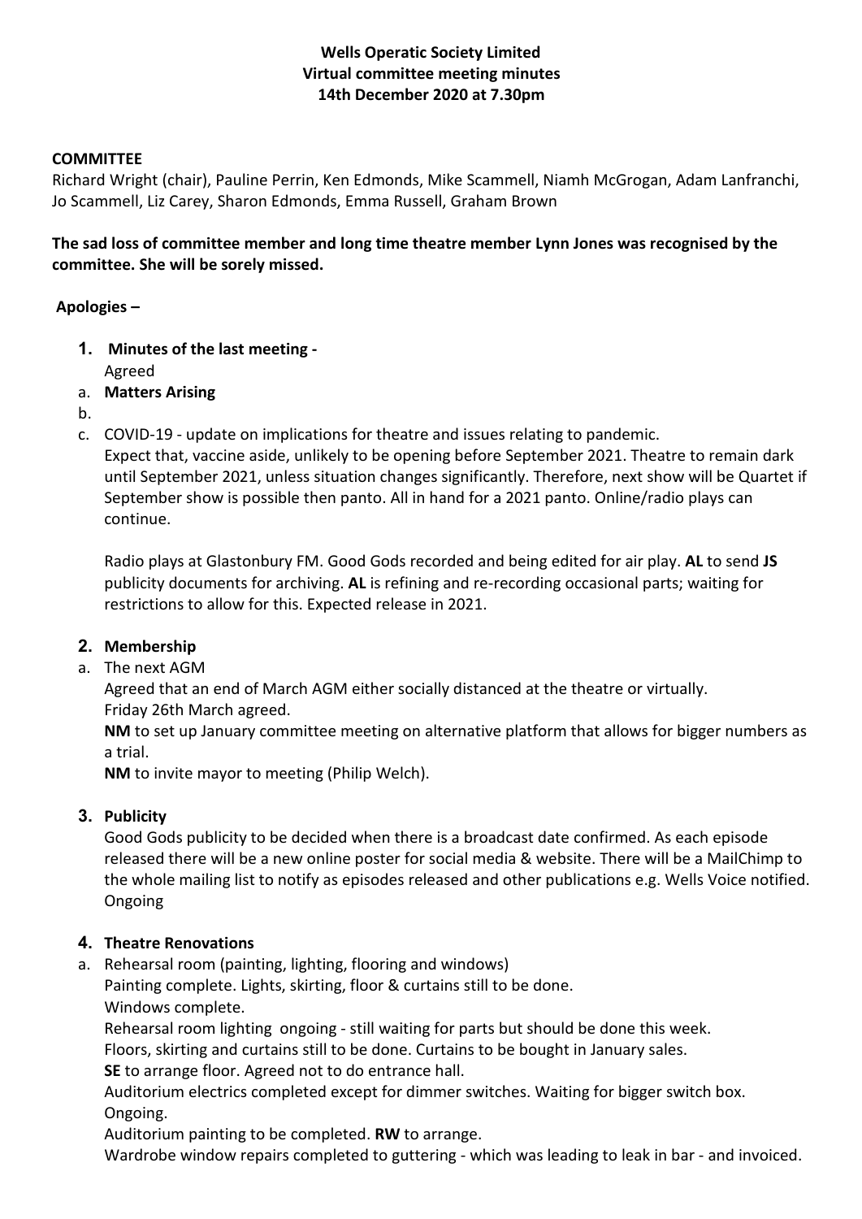**Wells Operatic Society Limited**
**Virtual committee meeting minutes**
**14th December 2020 at 7.30pm**

**COMMITTEE**

Richard Wright (chair), Pauline Perrin, Ken Edmonds, Mike Scammell, Niamh McGrogan, Adam Lanfranchi, Jo Scammell, Liz Carey, Sharon Edmonds, Emma Russell, Graham Brown

**The sad loss of committee member and long time theatre member Lynn Jones was recognised by the committee. She will be sorely missed.**

**Apologies –**

**1. Minutes of the last meeting -**
Agreed

a. **Matters Arising**

b.

c. COVID-19 - update on implications for theatre and issues relating to pandemic.
Expect that, vaccine aside, unlikely to be opening before September 2021. Theatre to remain dark until September 2021, unless situation changes significantly. Therefore, next show will be Quartet if September show is possible then panto. All in hand for a 2021 panto. Online/radio plays can continue.

Radio plays at Glastonbury FM. Good Gods recorded and being edited for air play. **AL** to send **JS** publicity documents for archiving. **AL** is refining and re-recording occasional parts; waiting for restrictions to allow for this. Expected release in 2021.

**2. Membership**

a. The next AGM
Agreed that an end of March AGM either socially distanced at the theatre or virtually.
Friday 26th March agreed.
**NM** to set up January committee meeting on alternative platform that allows for bigger numbers as a trial.
**NM** to invite mayor to meeting (Philip Welch).

**3. Publicity**

Good Gods publicity to be decided when there is a broadcast date confirmed. As each episode released there will be a new online poster for social media & website. There will be a MailChimp to the whole mailing list to notify as episodes released and other publications e.g. Wells Voice notified.
Ongoing

**4. Theatre Renovations**

a. Rehearsal room (painting, lighting, flooring and windows)
Painting complete. Lights, skirting, floor & curtains still to be done.
Windows complete.
Rehearsal room lighting ongoing - still waiting for parts but should be done this week.
Floors, skirting and curtains still to be done. Curtains to be bought in January sales.
**SE** to arrange floor. Agreed not to do entrance hall.
Auditorium electrics completed except for dimmer switches. Waiting for bigger switch box.
Ongoing.
Auditorium painting to be completed. **RW** to arrange.
Wardrobe window repairs completed to guttering - which was leading to leak in bar - and invoiced.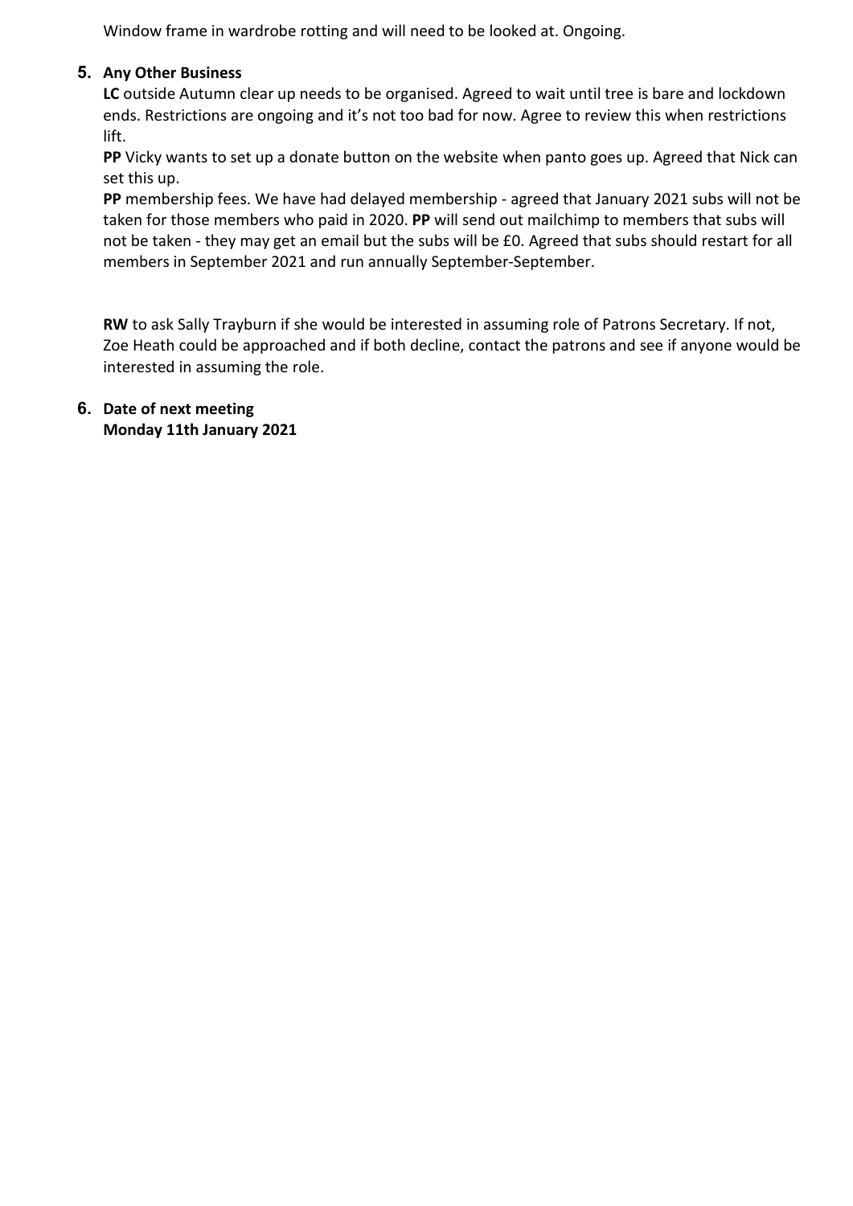Window frame in wardrobe rotting and will need to be looked at. Ongoing.

5. **Any Other Business**

**LC** outside Autumn clear up needs to be organised. Agreed to wait until tree is bare and lockdown ends. Restrictions are ongoing and it's not too bad for now. Agree to review this when restrictions lift.

**PP** Vicky wants to set up a donate button on the website when panto goes up. Agreed that Nick can set this up.

**PP** membership fees. We have had delayed membership - agreed that January 2021 subs will not be taken for those members who paid in 2020. **PP** will send out mailchimp to members that subs will not be taken - they may get an email but the subs will be £0. Agreed that subs should restart for all members in September 2021 and run annually September-September.

**RW** to ask Sally Trayburn if she would be interested in assuming role of Patrons Secretary. If not, Zoe Heath could be approached and if both decline, contact the patrons and see if anyone would be interested in assuming the role.

6. **Date of next meeting**
**Monday 11th January 2021**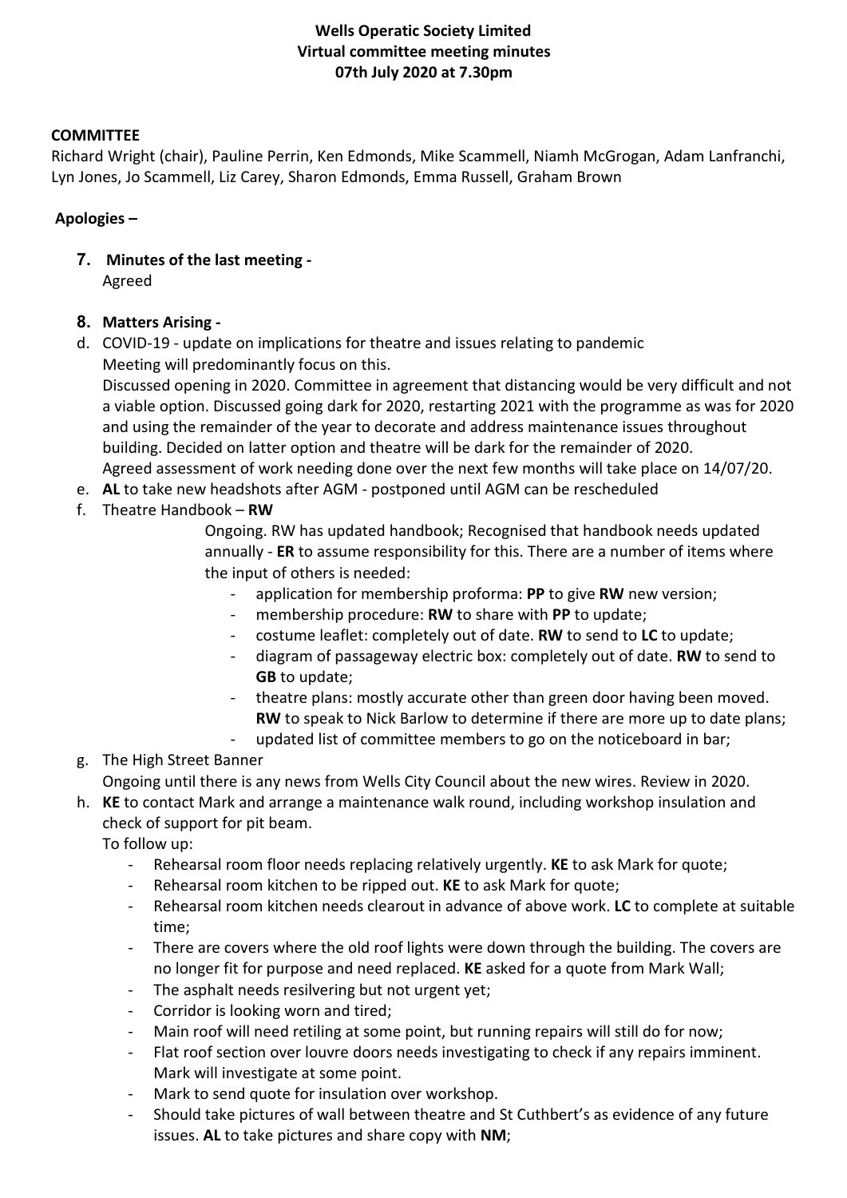**Wells Operatic Society Limited**
**Virtual committee meeting minutes**
**07th July 2020 at 7.30pm**

**COMMITTEE**

Richard Wright (chair), Pauline Perrin, Ken Edmonds, Mike Scammell, Niamh McGrogan, Adam Lanfranchi, Lyn Jones, Jo Scammell, Liz Carey, Sharon Edmonds, Emma Russell, Graham Brown

**Apologies –**

7. **Minutes of the last meeting -**
   Agreed

8. **Matters Arising -**

d. COVID-19 - update on implications for theatre and issues relating to pandemic
   Meeting will predominantly focus on this.
   Discussed opening in 2020. Committee in agreement that distancing would be very difficult and not a viable option. Discussed going dark for 2020, restarting 2021 with the programme as was for 2020 and using the remainder of the year to decorate and address maintenance issues throughout building. Decided on latter option and theatre will be dark for the remainder of 2020.
   Agreed assessment of work needing done over the next few months will take place on 14/07/20.

e. **AL** to take new headshots after AGM - postponed until AGM can be rescheduled

f. Theatre Handbook – **RW**

   Ongoing. RW has updated handbook; Recognised that handbook needs updated annually - **ER** to assume responsibility for this. There are a number of items where the input of others is needed:
   - application for membership proforma: **PP** to give **RW** new version;
   - membership procedure: **RW** to share with **PP** to update;
   - costume leaflet: completely out of date. **RW** to send to **LC** to update;
   - diagram of passageway electric box: completely out of date. **RW** to send to **GB** to update;
   - theatre plans: mostly accurate other than green door having been moved. **RW** to speak to Nick Barlow to determine if there are more up to date plans;
   - updated list of committee members to go on the noticeboard in bar;

g. The High Street Banner
   Ongoing until there is any news from Wells City Council about the new wires. Review in 2020.

h. **KE** to contact Mark and arrange a maintenance walk round, including workshop insulation and check of support for pit beam.
   To follow up:
   - Rehearsal room floor needs replacing relatively urgently. **KE** to ask Mark for quote;
   - Rehearsal room kitchen to be ripped out. **KE** to ask Mark for quote;
   - Rehearsal room kitchen needs clearout in advance of above work. **LC** to complete at suitable time;
   - There are covers where the old roof lights were down through the building. The covers are no longer fit for purpose and need replaced. **KE** asked for a quote from Mark Wall;
   - The asphalt needs resilvering but not urgent yet;
   - Corridor is looking worn and tired;
   - Main roof will need retiling at some point, but running repairs will still do for now;
   - Flat roof section over louvre doors needs investigating to check if any repairs imminent. Mark will investigate at some point.
   - Mark to send quote for insulation over workshop.
   - Should take pictures of wall between theatre and St Cuthbert's as evidence of any future issues. **AL** to take pictures and share copy with **NM**;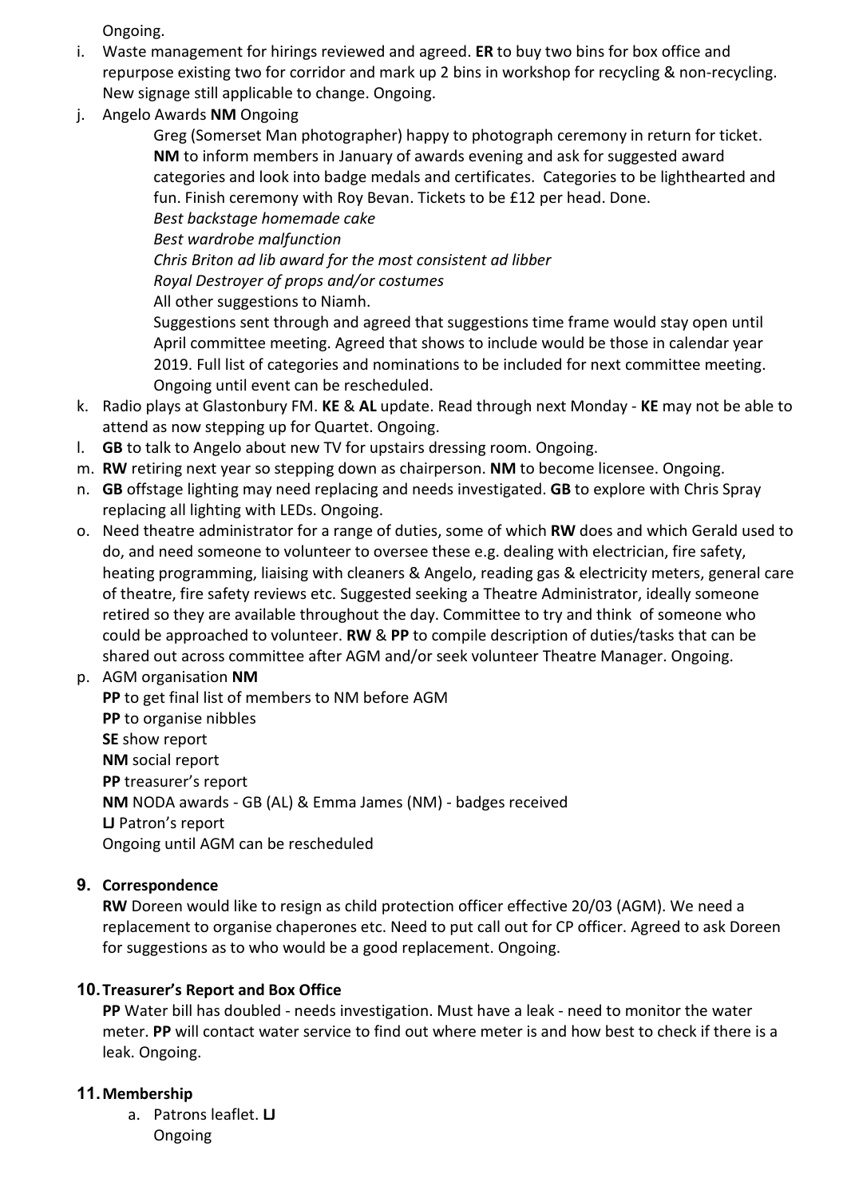Ongoing.

i. Waste management for hirings reviewed and agreed. **ER** to buy two bins for box office and repurpose existing two for corridor and mark up 2 bins in workshop for recycling & non-recycling. New signage still applicable to change. Ongoing.

j. Angelo Awards **NM** Ongoing

   Greg (Somerset Man photographer) happy to photograph ceremony in return for ticket. **NM** to inform members in January of awards evening and ask for suggested award categories and look into badge medals and certificates. Categories to be lighthearted and fun. Finish ceremony with Roy Bevan. Tickets to be £12 per head. Done.

   *Best backstage homemade cake*
   *Best wardrobe malfunction*
   *Chris Briton ad lib award for the most consistent ad libber*
   *Royal Destroyer of props and/or costumes*
   All other suggestions to Niamh.

   Suggestions sent through and agreed that suggestions time frame would stay open until April committee meeting. Agreed that shows to include would be those in calendar year 2019. Full list of categories and nominations to be included for next committee meeting. Ongoing until event can be rescheduled.

k. Radio plays at Glastonbury FM. **KE** & **AL** update. Read through next Monday - **KE** may not be able to attend as now stepping up for Quartet. Ongoing.

l. **GB** to talk to Angelo about new TV for upstairs dressing room. Ongoing.

m. **RW** retiring next year so stepping down as chairperson. **NM** to become licensee. Ongoing.

n. **GB** offstage lighting may need replacing and needs investigated. **GB** to explore with Chris Spray replacing all lighting with LEDs. Ongoing.

o. Need theatre administrator for a range of duties, some of which **RW** does and which Gerald used to do, and need someone to volunteer to oversee these e.g. dealing with electrician, fire safety, heating programming, liaising with cleaners & Angelo, reading gas & electricity meters, general care of theatre, fire safety reviews etc. Suggested seeking a Theatre Administrator, ideally someone retired so they are available throughout the day. Committee to try and think of someone who could be approached to volunteer. **RW** & **PP** to compile description of duties/tasks that can be shared out across committee after AGM and/or seek volunteer Theatre Manager. Ongoing.

p. AGM organisation **NM**

   **PP** to get final list of members to NM before AGM
   **PP** to organise nibbles
   **SE** show report
   **NM** social report
   **PP** treasurer's report
   **NM** NODA awards - GB (AL) & Emma James (NM) - badges received
   **LJ** Patron's report
   Ongoing until AGM can be rescheduled

## 9. Correspondence

**RW** Doreen would like to resign as child protection officer effective 20/03 (AGM). We need a replacement to organise chaperones etc. Need to put call out for CP officer. Agreed to ask Doreen for suggestions as to who would be a good replacement. Ongoing.

## 10. Treasurer's Report and Box Office

**PP** Water bill has doubled - needs investigation. Must have a leak - need to monitor the water meter. **PP** will contact water service to find out where meter is and how best to check if there is a leak. Ongoing.

## 11. Membership

a. Patrons leaflet. **LJ**
   Ongoing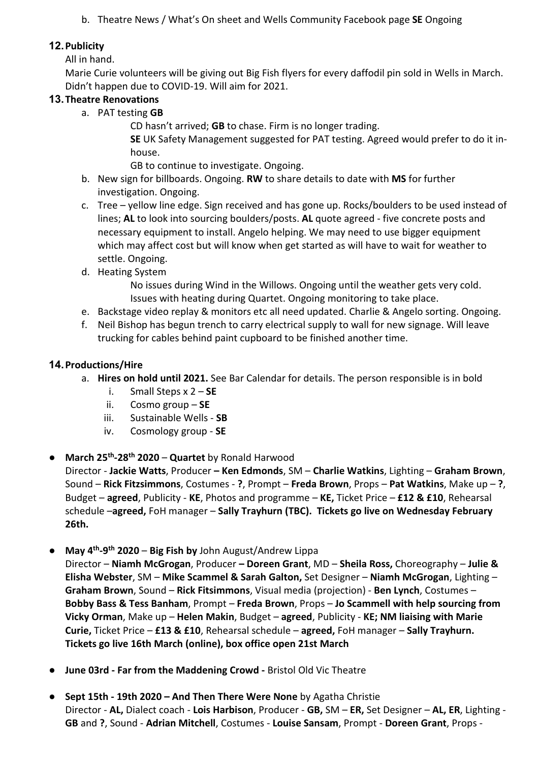b. Theatre News / What's On sheet and Wells Community Facebook page **SE** Ongoing

## 12. Publicity

All in hand.

Marie Curie volunteers will be giving out Big Fish flyers for every daffodil pin sold in Wells in March. Didn't happen due to COVID-19. Will aim for 2021.

## 13. Theatre Renovations

a. PAT testing **GB**

  CD hasn't arrived; **GB** to chase. Firm is no longer trading.

  **SE** UK Safety Management suggested for PAT testing. Agreed would prefer to do it in-house.

  GB to continue to investigate. Ongoing.

b. New sign for billboards. Ongoing. **RW** to share details to date with **MS** for further investigation. Ongoing.

c. Tree – yellow line edge. Sign received and has gone up. Rocks/boulders to be used instead of lines; **AL** to look into sourcing boulders/posts. **AL** quote agreed - five concrete posts and necessary equipment to install. Angelo helping. We may need to use bigger equipment which may affect cost but will know when get started as will have to wait for weather to settle. Ongoing.

d. Heating System

  No issues during Wind in the Willows. Ongoing until the weather gets very cold.

  Issues with heating during Quartet. Ongoing monitoring to take place.

e. Backstage video replay & monitors etc all need updated. Charlie & Angelo sorting. Ongoing.

f. Neil Bishop has begun trench to carry electrical supply to wall for new signage. Will leave trucking for cables behind paint cupboard to be finished another time.

## 14. Productions/Hire

a. **Hires on hold until 2021.** See Bar Calendar for details. The person responsible is in bold
   i. Small Steps x 2 – **SE**
   ii. Cosmo group – **SE**
   iii. Sustainable Wells - **SB**
   iv. Cosmology group - **SE**

- **March 25th-28th 2020** – **Quartet** by Ronald Harwood
  Director - **Jackie Watts**, Producer **– Ken Edmonds**, SM – **Charlie Watkins**, Lighting – **Graham Brown**, Sound – **Rick Fitzsimmons**, Costumes - **?**, Prompt – **Freda Brown**, Props – **Pat Watkins**, Make up – **?**, Budget – **agreed**, Publicity - **KE**, Photos and programme – **KE,** Ticket Price – **£12 & £10**, Rehearsal schedule –**agreed,** FoH manager – **Sally Trayhurn (TBC). Tickets go live on Wednesday February 26th.**

- **May 4th-9th 2020** – **Big Fish by** John August/Andrew Lippa
  Director – **Niamh McGrogan**, Producer **– Doreen Grant**, MD – **Sheila Ross,** Choreography – **Julie & Elisha Webster**, SM – **Mike Scammel & Sarah Galton,** Set Designer – **Niamh McGrogan**, Lighting – **Graham Brown**, Sound – **Rick Fitsimmons**, Visual media (projection) - **Ben Lynch**, Costumes – **Bobby Bass & Tess Banham**, Prompt – **Freda Brown**, Props – **Jo Scammell with help sourcing from Vicky Orman**, Make up – **Helen Makin**, Budget – **agreed**, Publicity - **KE; NM liaising with Marie Curie,** Ticket Price – **£13 & £10**, Rehearsal schedule – **agreed,** FoH manager – **Sally Trayhurn. Tickets go live 16th March (online), box office open 21st March**

- **June 03rd - Far from the Maddening Crowd -** Bristol Old Vic Theatre

- **Sept 15th - 19th 2020 – And Then There Were None** by Agatha Christie
  Director - **AL,** Dialect coach - **Lois Harbison**, Producer - **GB,** SM – **ER,** Set Designer – **AL, ER**, Lighting - **GB** and **?**, Sound - **Adrian Mitchell**, Costumes - **Louise Sansam**, Prompt - **Doreen Grant**, Props -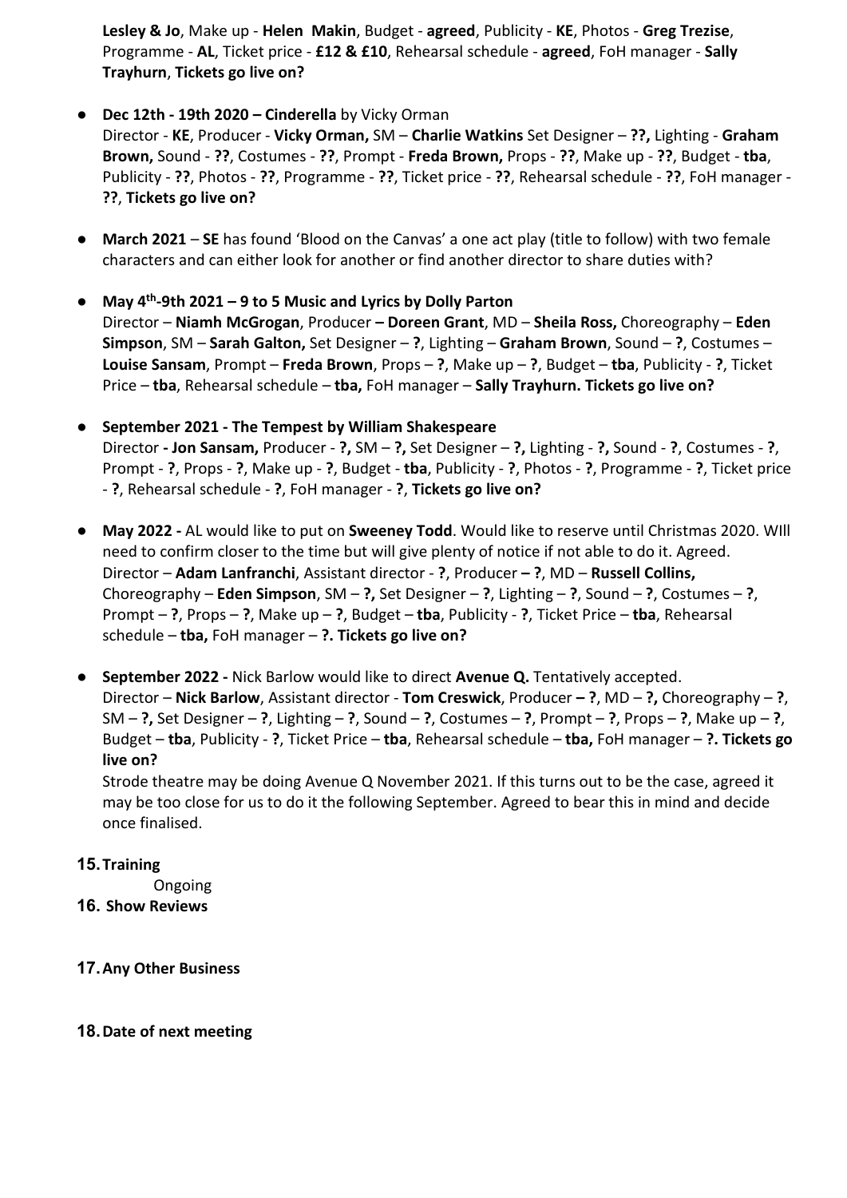**Lesley & Jo**, Make up - **Helen Makin**, Budget - **agreed**, Publicity - **KE**, Photos - **Greg Trezise**, Programme - **AL**, Ticket price - **£12 & £10**, Rehearsal schedule - **agreed**, FoH manager - **Sally Trayhurn**, **Tickets go live on?**

- **Dec 12th - 19th 2020 – Cinderella** by Vicky Orman
  Director - **KE**, Producer - **Vicky Orman,** SM – **Charlie Watkins** Set Designer – **??,** Lighting - **Graham Brown,** Sound - **??**, Costumes - **??**, Prompt - **Freda Brown,** Props - **??**, Make up - **??**, Budget - **tba**, Publicity - **??**, Photos - **??**, Programme - **??**, Ticket price - **??**, Rehearsal schedule - **??**, FoH manager - **??**, **Tickets go live on?**

- **March 2021** – **SE** has found 'Blood on the Canvas' a one act play (title to follow) with two female characters and can either look for another or find another director to share duties with?

- **May 4th-9th 2021 – 9 to 5 Music and Lyrics by Dolly Parton**
  Director – **Niamh McGrogan**, Producer **– Doreen Grant**, MD – **Sheila Ross,** Choreography – **Eden Simpson**, SM – **Sarah Galton,** Set Designer – **?**, Lighting – **Graham Brown**, Sound – **?**, Costumes – **Louise Sansam**, Prompt – **Freda Brown**, Props – **?**, Make up – **?**, Budget – **tba**, Publicity - **?**, Ticket Price – **tba**, Rehearsal schedule – **tba,** FoH manager – **Sally Trayhurn. Tickets go live on?**

- **September 2021 - The Tempest by William Shakespeare**
  Director **- Jon Sansam,** Producer - **?,** SM – **?,** Set Designer – **?,** Lighting - **?,** Sound - **?**, Costumes - **?**, Prompt - **?**, Props - **?**, Make up - **?**, Budget - **tba**, Publicity - **?**, Photos - **?**, Programme - **?**, Ticket price - **?**, Rehearsal schedule - **?**, FoH manager - **?**, **Tickets go live on?**

- **May 2022 -** AL would like to put on **Sweeney Todd**. Would like to reserve until Christmas 2020. WIll need to confirm closer to the time but will give plenty of notice if not able to do it. Agreed.
  Director – **Adam Lanfranchi**, Assistant director - **?**, Producer **– ?**, MD – **Russell Collins,** Choreography – **Eden Simpson**, SM – **?,** Set Designer – **?**, Lighting – **?**, Sound – **?**, Costumes – **?**, Prompt – **?**, Props – **?**, Make up – **?**, Budget – **tba**, Publicity - **?**, Ticket Price – **tba**, Rehearsal schedule – **tba,** FoH manager – **?. Tickets go live on?**

- **September 2022 -** Nick Barlow would like to direct **Avenue Q.** Tentatively accepted.
  Director – **Nick Barlow**, Assistant director - **Tom Creswick**, Producer **– ?**, MD – **?,** Choreography – **?**, SM – **?,** Set Designer – **?**, Lighting – **?**, Sound – **?**, Costumes – **?**, Prompt – **?**, Props – **?**, Make up – **?**, Budget – **tba**, Publicity - **?**, Ticket Price – **tba**, Rehearsal schedule – **tba,** FoH manager – **?. Tickets go live on?**
  Strode theatre may be doing Avenue Q November 2021. If this turns out to be the case, agreed it may be too close for us to do it the following September. Agreed to bear this in mind and decide once finalised.

**15. Training**

Ongoing

**16. Show Reviews**

**17. Any Other Business**

**18. Date of next meeting**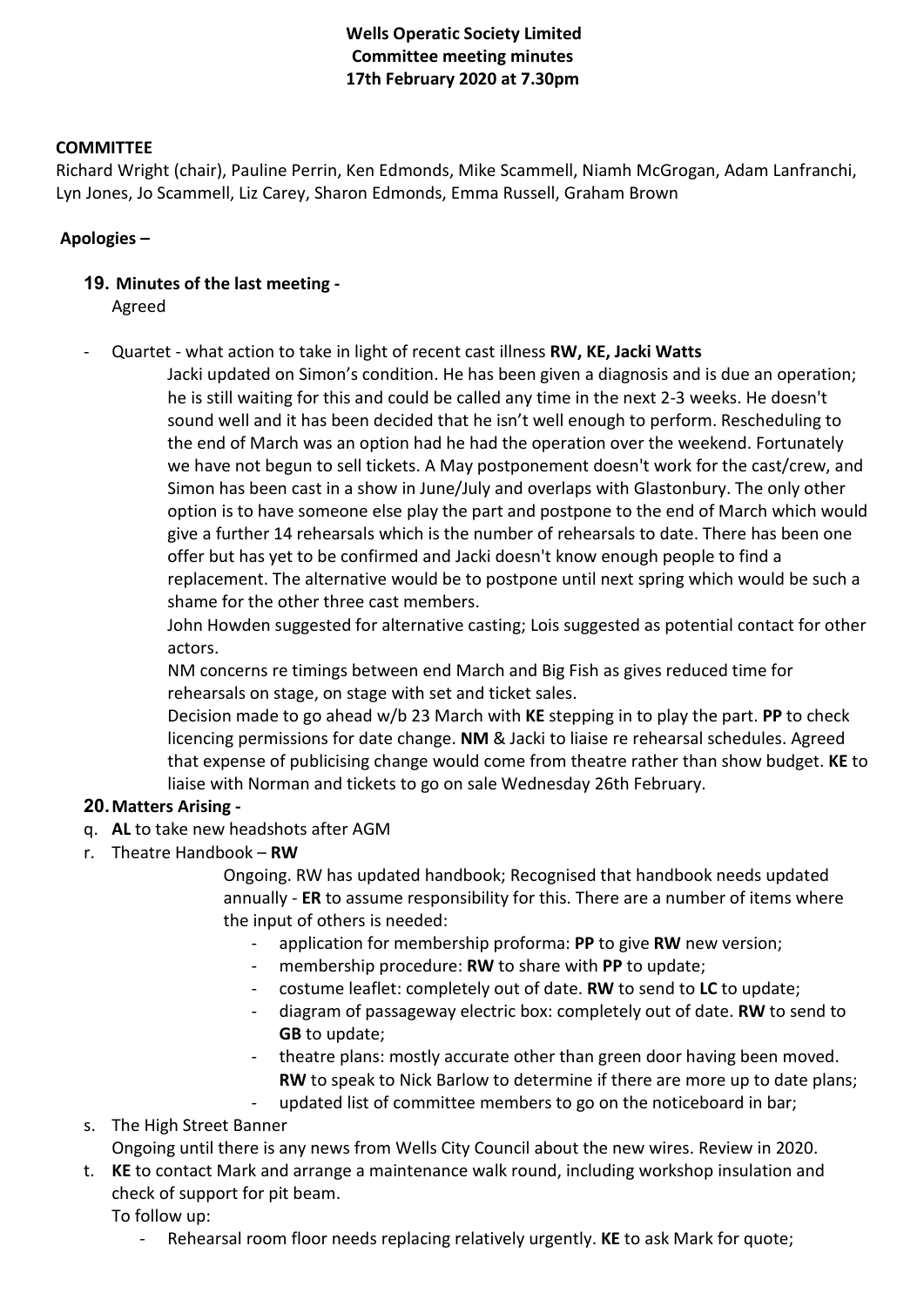**Wells Operatic Society Limited**
**Committee meeting minutes**
**17th February 2020 at 7.30pm**

**COMMITTEE**

Richard Wright (chair), Pauline Perrin, Ken Edmonds, Mike Scammell, Niamh McGrogan, Adam Lanfranchi, Lyn Jones, Jo Scammell, Liz Carey, Sharon Edmonds, Emma Russell, Graham Brown

**Apologies –**

**19. Minutes of the last meeting -**

Agreed

- Quartet - what action to take in light of recent cast illness **RW, KE, Jacki Watts**

  Jacki updated on Simon's condition. He has been given a diagnosis and is due an operation; he is still waiting for this and could be called any time in the next 2-3 weeks. He doesn't sound well and it has been decided that he isn't well enough to perform. Rescheduling to the end of March was an option had he had the operation over the weekend. Fortunately we have not begun to sell tickets. A May postponement doesn't work for the cast/crew, and Simon has been cast in a show in June/July and overlaps with Glastonbury. The only other option is to have someone else play the part and postpone to the end of March which would give a further 14 rehearsals which is the number of rehearsals to date. There has been one offer but has yet to be confirmed and Jacki doesn't know enough people to find a replacement. The alternative would be to postpone until next spring which would be such a shame for the other three cast members.

  John Howden suggested for alternative casting; Lois suggested as potential contact for other actors.

  NM concerns re timings between end March and Big Fish as gives reduced time for rehearsals on stage, on stage with set and ticket sales.

  Decision made to go ahead w/b 23 March with **KE** stepping in to play the part. **PP** to check licencing permissions for date change. **NM** & Jacki to liaise re rehearsal schedules. Agreed that expense of publicising change would come from theatre rather than show budget. **KE** to liaise with Norman and tickets to go on sale Wednesday 26th February.

**20. Matters Arising -**

q. **AL** to take new headshots after AGM

r. Theatre Handbook – **RW**

  Ongoing. RW has updated handbook; Recognised that handbook needs updated annually - **ER** to assume responsibility for this. There are a number of items where the input of others is needed:

  - application for membership proforma: **PP** to give **RW** new version;
  - membership procedure: **RW** to share with **PP** to update;
  - costume leaflet: completely out of date. **RW** to send to **LC** to update;
  - diagram of passageway electric box: completely out of date. **RW** to send to **GB** to update;
  - theatre plans: mostly accurate other than green door having been moved. **RW** to speak to Nick Barlow to determine if there are more up to date plans;
  - updated list of committee members to go on the noticeboard in bar;

s. The High Street Banner

  Ongoing until there is any news from Wells City Council about the new wires. Review in 2020.

t. **KE** to contact Mark and arrange a maintenance walk round, including workshop insulation and check of support for pit beam.

  To follow up:

  - Rehearsal room floor needs replacing relatively urgently. **KE** to ask Mark for quote;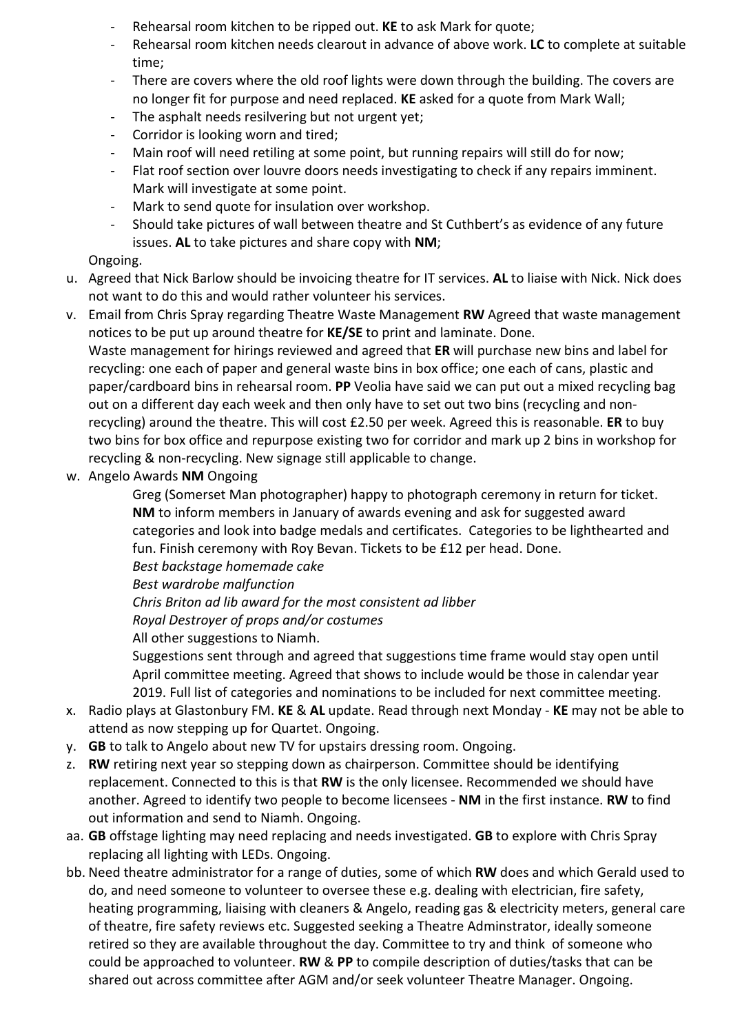- Rehearsal room kitchen to be ripped out. **KE** to ask Mark for quote;
- Rehearsal room kitchen needs clearout in advance of above work. **LC** to complete at suitable time;
- There are covers where the old roof lights were down through the building. The covers are no longer fit for purpose and need replaced. **KE** asked for a quote from Mark Wall;
- The asphalt needs resilvering but not urgent yet;
- Corridor is looking worn and tired;
- Main roof will need retiling at some point, but running repairs will still do for now;
- Flat roof section over louvre doors needs investigating to check if any repairs imminent. Mark will investigate at some point.
- Mark to send quote for insulation over workshop.
- Should take pictures of wall between theatre and St Cuthbert's as evidence of any future issues. **AL** to take pictures and share copy with **NM**;

Ongoing.

u. Agreed that Nick Barlow should be invoicing theatre for IT services. **AL** to liaise with Nick. Nick does not want to do this and would rather volunteer his services.

v. Email from Chris Spray regarding Theatre Waste Management **RW** Agreed that waste management notices to be put up around theatre for **KE/SE** to print and laminate. Done.
Waste management for hirings reviewed and agreed that **ER** will purchase new bins and label for recycling: one each of paper and general waste bins in box office; one each of cans, plastic and paper/cardboard bins in rehearsal room. **PP** Veolia have said we can put out a mixed recycling bag out on a different day each week and then only have to set out two bins (recycling and non-recycling) around the theatre. This will cost £2.50 per week. Agreed this is reasonable. **ER** to buy two bins for box office and repurpose existing two for corridor and mark up 2 bins in workshop for recycling & non-recycling. New signage still applicable to change.

w. Angelo Awards **NM** Ongoing

Greg (Somerset Man photographer) happy to photograph ceremony in return for ticket. **NM** to inform members in January of awards evening and ask for suggested award categories and look into badge medals and certificates. Categories to be lighthearted and fun. Finish ceremony with Roy Bevan. Tickets to be £12 per head. Done.

*Best backstage homemade cake*

*Best wardrobe malfunction*

*Chris Briton ad lib award for the most consistent ad libber*

*Royal Destroyer of props and/or costumes*

All other suggestions to Niamh.

Suggestions sent through and agreed that suggestions time frame would stay open until April committee meeting. Agreed that shows to include would be those in calendar year 2019. Full list of categories and nominations to be included for next committee meeting.

x. Radio plays at Glastonbury FM. **KE** & **AL** update. Read through next Monday - **KE** may not be able to attend as now stepping up for Quartet. Ongoing.

y. **GB** to talk to Angelo about new TV for upstairs dressing room. Ongoing.

z. **RW** retiring next year so stepping down as chairperson. Committee should be identifying replacement. Connected to this is that **RW** is the only licensee. Recommended we should have another. Agreed to identify two people to become licensees - **NM** in the first instance. **RW** to find out information and send to Niamh. Ongoing.

aa. **GB** offstage lighting may need replacing and needs investigated. **GB** to explore with Chris Spray replacing all lighting with LEDs. Ongoing.

bb. Need theatre administrator for a range of duties, some of which **RW** does and which Gerald used to do, and need someone to volunteer to oversee these e.g. dealing with electrician, fire safety, heating programming, liaising with cleaners & Angelo, reading gas & electricity meters, general care of theatre, fire safety reviews etc. Suggested seeking a Theatre Adminstrator, ideally someone retired so they are available throughout the day. Committee to try and think of someone who could be approached to volunteer. **RW** & **PP** to compile description of duties/tasks that can be shared out across committee after AGM and/or seek volunteer Theatre Manager. Ongoing.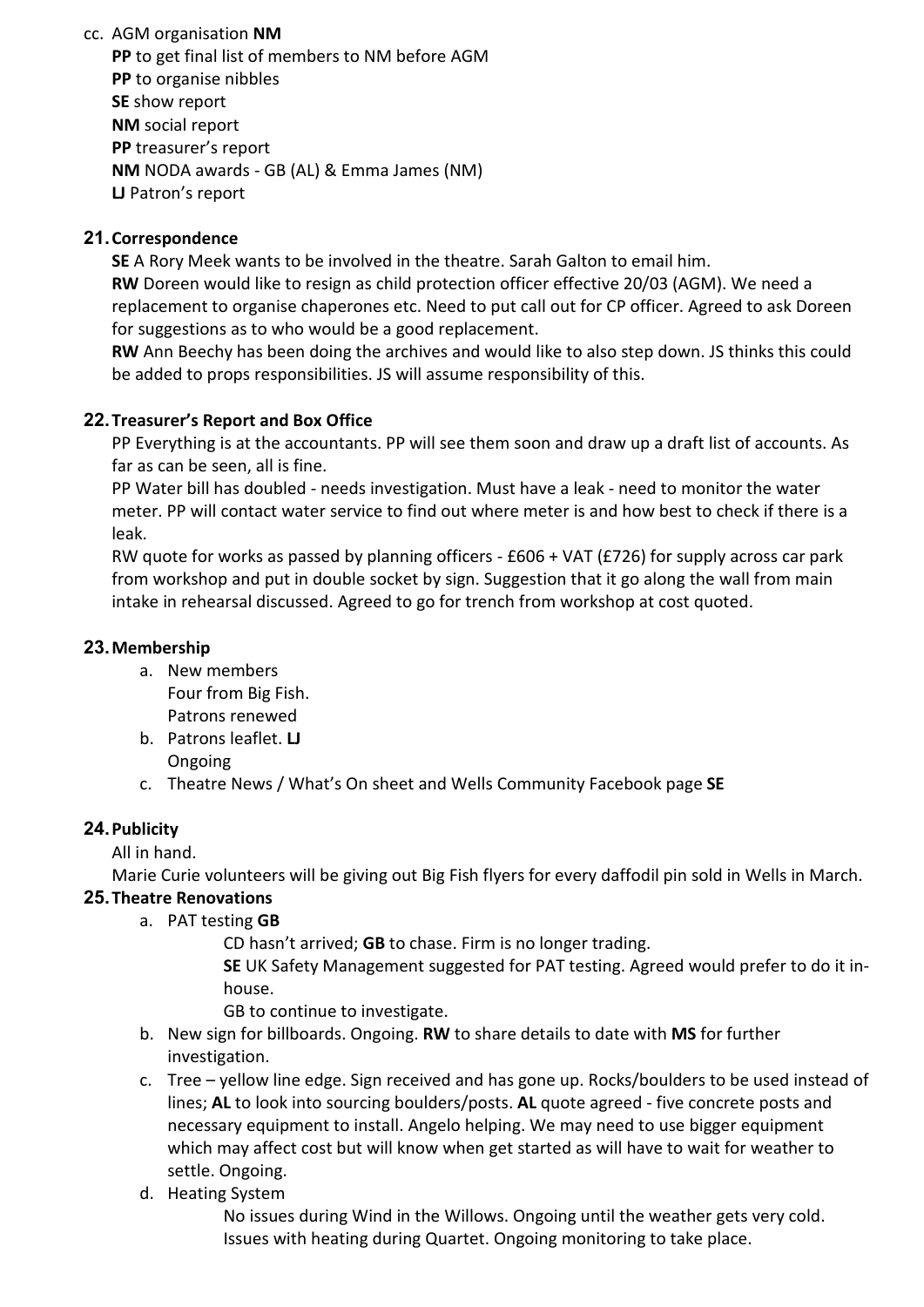cc. AGM organisation **NM**

**PP** to get final list of members to NM before AGM
**PP** to organise nibbles
**SE** show report
**NM** social report
**PP** treasurer's report
**NM** NODA awards - GB (AL) & Emma James (NM)
**LJ** Patron's report

## 21. Correspondence

**SE** A Rory Meek wants to be involved in the theatre. Sarah Galton to email him.
**RW** Doreen would like to resign as child protection officer effective 20/03 (AGM). We need a replacement to organise chaperones etc. Need to put call out for CP officer. Agreed to ask Doreen for suggestions as to who would be a good replacement.
**RW** Ann Beechy has been doing the archives and would like to also step down. JS thinks this could be added to props responsibilities. JS will assume responsibility of this.

## 22. Treasurer's Report and Box Office

PP Everything is at the accountants. PP will see them soon and draw up a draft list of accounts. As far as can be seen, all is fine.
PP Water bill has doubled - needs investigation. Must have a leak - need to monitor the water meter. PP will contact water service to find out where meter is and how best to check if there is a leak.
RW quote for works as passed by planning officers - £606 + VAT (£726) for supply across car park from workshop and put in double socket by sign. Suggestion that it go along the wall from main intake in rehearsal discussed. Agreed to go for trench from workshop at cost quoted.

## 23. Membership

a. New members
   Four from Big Fish.
   Patrons renewed
b. Patrons leaflet. **LJ**
   Ongoing
c. Theatre News / What's On sheet and Wells Community Facebook page **SE**

## 24. Publicity

All in hand.
Marie Curie volunteers will be giving out Big Fish flyers for every daffodil pin sold in Wells in March.

## 25. Theatre Renovations

a. PAT testing **GB**
   CD hasn't arrived; **GB** to chase. Firm is no longer trading.
   **SE** UK Safety Management suggested for PAT testing. Agreed would prefer to do it in-house.
   GB to continue to investigate.
b. New sign for billboards. Ongoing. **RW** to share details to date with **MS** for further investigation.
c. Tree – yellow line edge. Sign received and has gone up. Rocks/boulders to be used instead of lines; **AL** to look into sourcing boulders/posts. **AL** quote agreed - five concrete posts and necessary equipment to install. Angelo helping. We may need to use bigger equipment which may affect cost but will know when get started as will have to wait for weather to settle. Ongoing.
d. Heating System
   No issues during Wind in the Willows. Ongoing until the weather gets very cold.
   Issues with heating during Quartet. Ongoing monitoring to take place.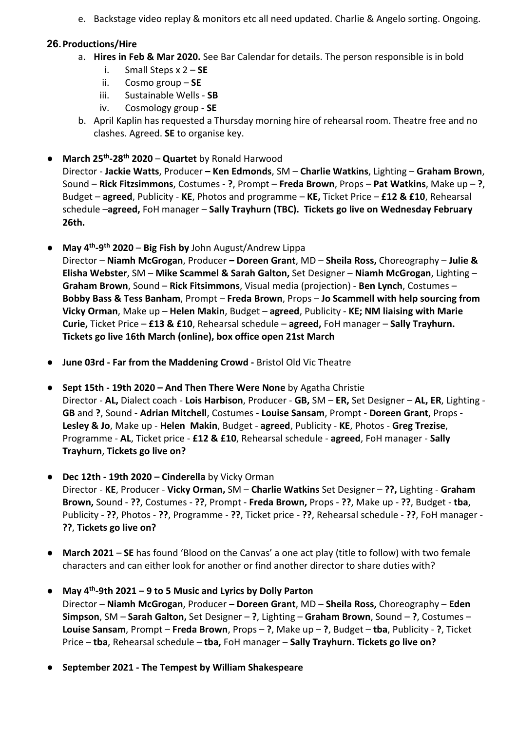e. Backstage video replay & monitors etc all need updated. Charlie & Angelo sorting. Ongoing.

## 26. Productions/Hire

   a. **Hires in Feb & Mar 2020.** See Bar Calendar for details. The person responsible is in bold
      i. Small Steps x 2 – **SE**
      ii. Cosmo group – **SE**
      iii. Sustainable Wells - **SB**
      iv. Cosmology group - **SE**
   b. April Kaplin has requested a Thursday morning hire of rehearsal room. Theatre free and no clashes. Agreed. **SE** to organise key.

- **March 25th-28th 2020** – **Quartet** by Ronald Harwood
  Director - **Jackie Watts**, Producer **– Ken Edmonds**, SM – **Charlie Watkins**, Lighting – **Graham Brown**, Sound – **Rick Fitzsimmons**, Costumes - **?**, Prompt – **Freda Brown**, Props – **Pat Watkins**, Make up – **?**, Budget – **agreed**, Publicity - **KE**, Photos and programme – **KE,** Ticket Price – **£12 & £10**, Rehearsal schedule –**agreed,** FoH manager – **Sally Trayhurn (TBC). Tickets go live on Wednesday February 26th.**

- **May 4th-9th 2020** – **Big Fish by** John August/Andrew Lippa
  Director – **Niamh McGrogan**, Producer **– Doreen Grant**, MD – **Sheila Ross,** Choreography – **Julie & Elisha Webster**, SM – **Mike Scammel & Sarah Galton,** Set Designer – **Niamh McGrogan**, Lighting – **Graham Brown**, Sound – **Rick Fitsimmons**, Visual media (projection) - **Ben Lynch**, Costumes – **Bobby Bass & Tess Banham**, Prompt – **Freda Brown**, Props – **Jo Scammell with help sourcing from Vicky Orman**, Make up – **Helen Makin**, Budget – **agreed**, Publicity - **KE; NM liaising with Marie Curie,** Ticket Price – **£13 & £10**, Rehearsal schedule – **agreed,** FoH manager – **Sally Trayhurn. Tickets go live 16th March (online), box office open 21st March**

- **June 03rd - Far from the Maddening Crowd -** Bristol Old Vic Theatre

- **Sept 15th - 19th 2020 – And Then There Were None** by Agatha Christie
  Director - **AL,** Dialect coach - **Lois Harbison**, Producer - **GB,** SM – **ER,** Set Designer – **AL, ER**, Lighting - **GB** and **?**, Sound - **Adrian Mitchell**, Costumes - **Louise Sansam**, Prompt - **Doreen Grant**, Props - **Lesley & Jo**, Make up - **Helen Makin**, Budget - **agreed**, Publicity - **KE**, Photos - **Greg Trezise**, Programme - **AL**, Ticket price - **£12 & £10**, Rehearsal schedule - **agreed**, FoH manager - **Sally Trayhurn**, **Tickets go live on?**

- **Dec 12th - 19th 2020 – Cinderella** by Vicky Orman
  Director - **KE**, Producer - **Vicky Orman,** SM – **Charlie Watkins** Set Designer – **??,** Lighting - **Graham Brown,** Sound - **??**, Costumes - **??**, Prompt - **Freda Brown,** Props - **??**, Make up - **??**, Budget - **tba**, Publicity - **??**, Photos - **??**, Programme - **??**, Ticket price - **??**, Rehearsal schedule - **??**, FoH manager - **??**, **Tickets go live on?**

- **March 2021** – **SE** has found 'Blood on the Canvas' a one act play (title to follow) with two female characters and can either look for another or find another director to share duties with?

- **May 4th-9th 2021 – 9 to 5 Music and Lyrics by Dolly Parton**
  Director – **Niamh McGrogan**, Producer **– Doreen Grant**, MD – **Sheila Ross,** Choreography – **Eden Simpson**, SM – **Sarah Galton,** Set Designer – **?**, Lighting – **Graham Brown**, Sound – **?**, Costumes – **Louise Sansam**, Prompt – **Freda Brown**, Props – **?**, Make up – **?**, Budget – **tba**, Publicity - **?**, Ticket Price – **tba**, Rehearsal schedule – **tba,** FoH manager – **Sally Trayhurn. Tickets go live on?**

- **September 2021 - The Tempest by William Shakespeare**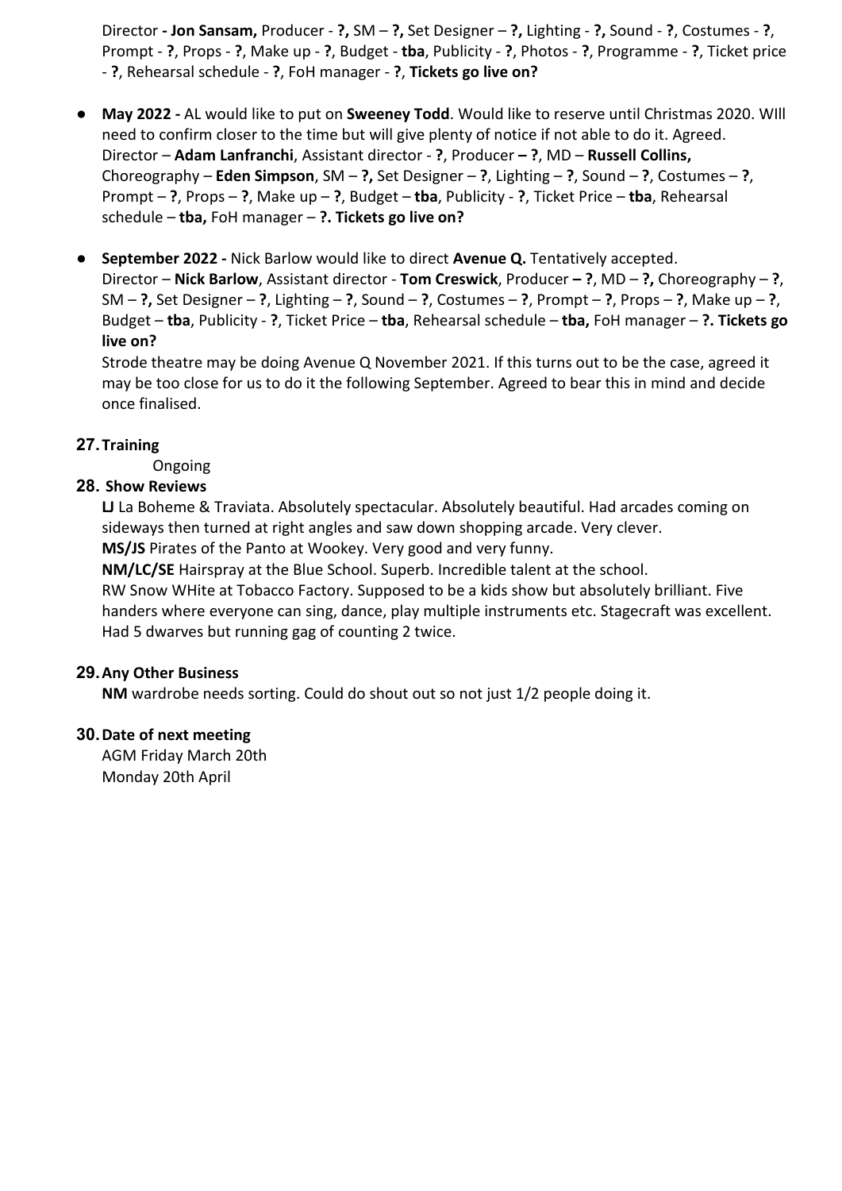Director **- Jon Sansam,** Producer - **?,** SM – **?,** Set Designer – **?,** Lighting - **?,** Sound - **?**, Costumes - **?**, Prompt - **?**, Props - **?**, Make up - **?**, Budget - **tba**, Publicity - **?**, Photos - **?**, Programme - **?**, Ticket price - **?**, Rehearsal schedule - **?**, FoH manager - **?**, **Tickets go live on?**

- **May 2022 -** AL would like to put on **Sweeney Todd**. Would like to reserve until Christmas 2020. WIll need to confirm closer to the time but will give plenty of notice if not able to do it. Agreed. Director – **Adam Lanfranchi**, Assistant director - **?**, Producer **– ?**, MD – **Russell Collins,** Choreography – **Eden Simpson**, SM – **?,** Set Designer – **?**, Lighting – **?**, Sound – **?**, Costumes – **?**, Prompt – **?**, Props – **?**, Make up – **?**, Budget – **tba**, Publicity - **?**, Ticket Price – **tba**, Rehearsal schedule – **tba,** FoH manager – **?. Tickets go live on?**
- **September 2022 -** Nick Barlow would like to direct **Avenue Q.** Tentatively accepted. Director – **Nick Barlow**, Assistant director - **Tom Creswick**, Producer **– ?**, MD – **?,** Choreography – **?**, SM – **?,** Set Designer – **?**, Lighting – **?**, Sound – **?**, Costumes – **?**, Prompt – **?**, Props – **?**, Make up – **?**, Budget – **tba**, Publicity - **?**, Ticket Price – **tba**, Rehearsal schedule – **tba,** FoH manager – **?. Tickets go live on?**

  Strode theatre may be doing Avenue Q November 2021. If this turns out to be the case, agreed it may be too close for us to do it the following September. Agreed to bear this in mind and decide once finalised.

## 27. Training

Ongoing

## 28. Show Reviews

**LJ** La Boheme & Traviata. Absolutely spectacular. Absolutely beautiful. Had arcades coming on sideways then turned at right angles and saw down shopping arcade. Very clever.
**MS/JS** Pirates of the Panto at Wookey. Very good and very funny.
**NM/LC/SE** Hairspray at the Blue School. Superb. Incredible talent at the school.
RW Snow WHite at Tobacco Factory. Supposed to be a kids show but absolutely brilliant. Five handers where everyone can sing, dance, play multiple instruments etc. Stagecraft was excellent. Had 5 dwarves but running gag of counting 2 twice.

## 29. Any Other Business

**NM** wardrobe needs sorting. Could do shout out so not just 1/2 people doing it.

## 30. Date of next meeting

AGM Friday March 20th
Monday 20th April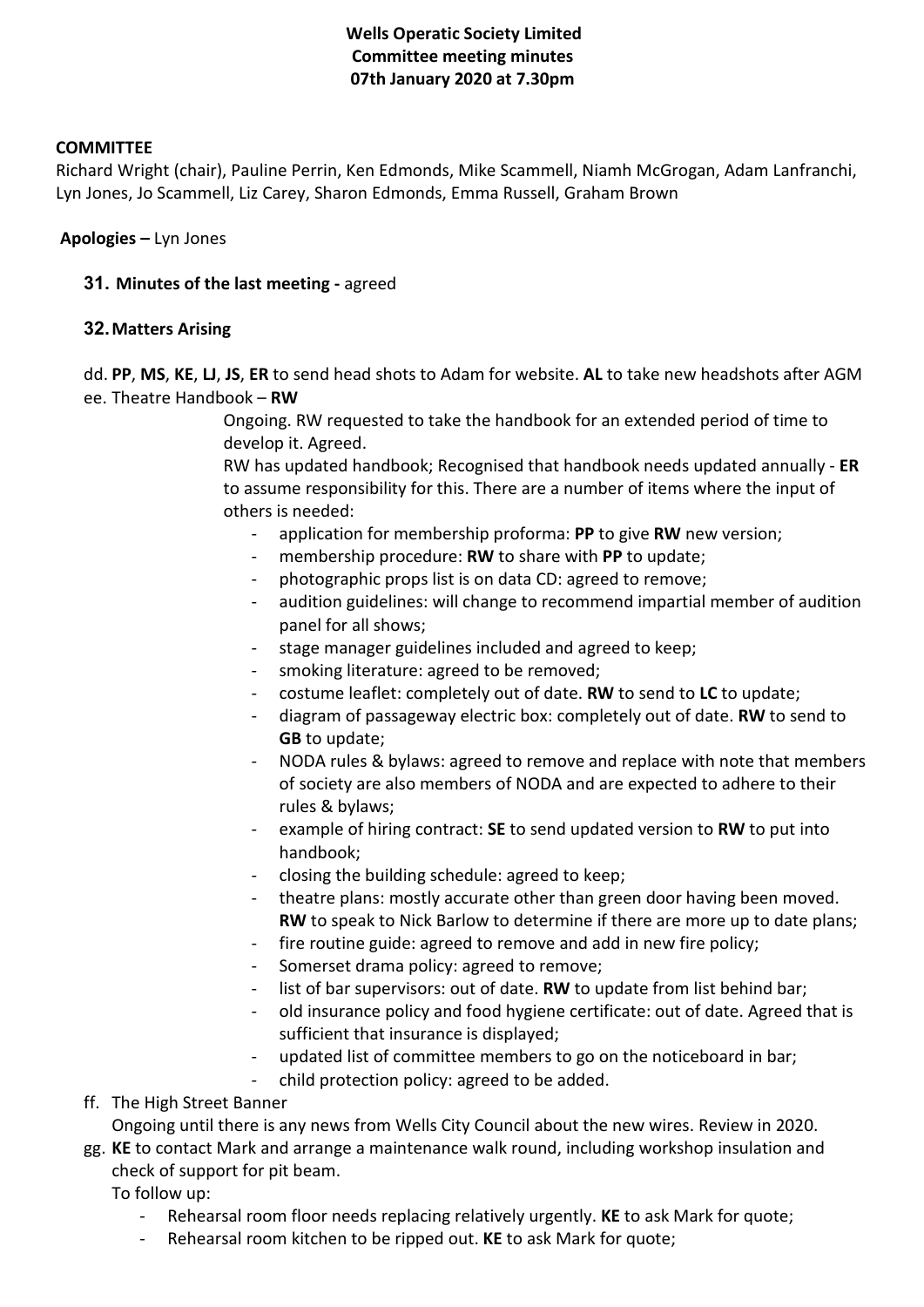**Wells Operatic Society Limited**
**Committee meeting minutes**
**07th January 2020 at 7.30pm**

**COMMITTEE**

Richard Wright (chair), Pauline Perrin, Ken Edmonds, Mike Scammell, Niamh McGrogan, Adam Lanfranchi, Lyn Jones, Jo Scammell, Liz Carey, Sharon Edmonds, Emma Russell, Graham Brown

**Apologies –** Lyn Jones

**31. Minutes of the last meeting -** agreed

**32. Matters Arising**

dd. **PP**, **MS**, **KE**, **LJ**, **JS**, **ER** to send head shots to Adam for website. **AL** to take new headshots after AGM

ee. Theatre Handbook – **RW**

Ongoing. RW requested to take the handbook for an extended period of time to develop it. Agreed.

RW has updated handbook; Recognised that handbook needs updated annually - **ER** to assume responsibility for this. There are a number of items where the input of others is needed:

- application for membership proforma: **PP** to give **RW** new version;
- membership procedure: **RW** to share with **PP** to update;
- photographic props list is on data CD: agreed to remove;
- audition guidelines: will change to recommend impartial member of audition panel for all shows;
- stage manager guidelines included and agreed to keep;
- smoking literature: agreed to be removed;
- costume leaflet: completely out of date. **RW** to send to **LC** to update;
- diagram of passageway electric box: completely out of date. **RW** to send to **GB** to update;
- NODA rules & bylaws: agreed to remove and replace with note that members of society are also members of NODA and are expected to adhere to their rules & bylaws;
- example of hiring contract: **SE** to send updated version to **RW** to put into handbook;
- closing the building schedule: agreed to keep;
- theatre plans: mostly accurate other than green door having been moved. **RW** to speak to Nick Barlow to determine if there are more up to date plans;
- fire routine guide: agreed to remove and add in new fire policy;
- Somerset drama policy: agreed to remove;
- list of bar supervisors: out of date. **RW** to update from list behind bar;
- old insurance policy and food hygiene certificate: out of date. Agreed that is sufficient that insurance is displayed;
- updated list of committee members to go on the noticeboard in bar;
- child protection policy: agreed to be added.

ff. The High Street Banner

Ongoing until there is any news from Wells City Council about the new wires. Review in 2020.

gg. **KE** to contact Mark and arrange a maintenance walk round, including workshop insulation and check of support for pit beam.

To follow up:

- Rehearsal room floor needs replacing relatively urgently. **KE** to ask Mark for quote;
- Rehearsal room kitchen to be ripped out. **KE** to ask Mark for quote;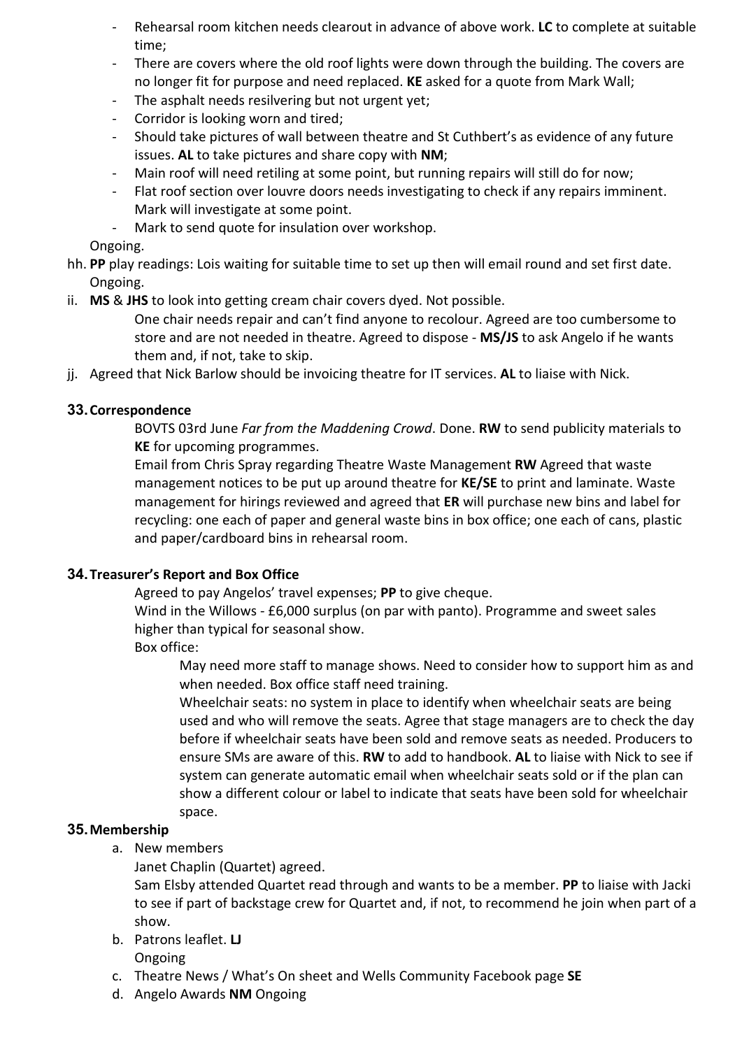- Rehearsal room kitchen needs clearout in advance of above work. **LC** to complete at suitable time;
- There are covers where the old roof lights were down through the building. The covers are no longer fit for purpose and need replaced. **KE** asked for a quote from Mark Wall;
- The asphalt needs resilvering but not urgent yet;
- Corridor is looking worn and tired;
- Should take pictures of wall between theatre and St Cuthbert's as evidence of any future issues. **AL** to take pictures and share copy with **NM**;
- Main roof will need retiling at some point, but running repairs will still do for now;
- Flat roof section over louvre doors needs investigating to check if any repairs imminent. Mark will investigate at some point.
- Mark to send quote for insulation over workshop.

Ongoing.

hh. **PP** play readings: Lois waiting for suitable time to set up then will email round and set first date. Ongoing.

ii. **MS** & **JHS** to look into getting cream chair covers dyed. Not possible.

One chair needs repair and can't find anyone to recolour. Agreed are too cumbersome to store and are not needed in theatre. Agreed to dispose - **MS/JS** to ask Angelo if he wants them and, if not, take to skip.

jj. Agreed that Nick Barlow should be invoicing theatre for IT services. **AL** to liaise with Nick.

## 33. Correspondence

BOVTS 03rd June *Far from the Maddening Crowd*. Done. **RW** to send publicity materials to **KE** for upcoming programmes.

Email from Chris Spray regarding Theatre Waste Management **RW** Agreed that waste management notices to be put up around theatre for **KE/SE** to print and laminate. Waste management for hirings reviewed and agreed that **ER** will purchase new bins and label for recycling: one each of paper and general waste bins in box office; one each of cans, plastic and paper/cardboard bins in rehearsal room.

## 34. Treasurer's Report and Box Office

Agreed to pay Angelos' travel expenses; **PP** to give cheque.

Wind in the Willows - £6,000 surplus (on par with panto). Programme and sweet sales higher than typical for seasonal show.

Box office:

May need more staff to manage shows. Need to consider how to support him as and when needed. Box office staff need training.

Wheelchair seats: no system in place to identify when wheelchair seats are being used and who will remove the seats. Agree that stage managers are to check the day before if wheelchair seats have been sold and remove seats as needed. Producers to ensure SMs are aware of this. **RW** to add to handbook. **AL** to liaise with Nick to see if system can generate automatic email when wheelchair seats sold or if the plan can show a different colour or label to indicate that seats have been sold for wheelchair space.

## 35. Membership

a. New members

Janet Chaplin (Quartet) agreed.

Sam Elsby attended Quartet read through and wants to be a member. **PP** to liaise with Jacki to see if part of backstage crew for Quartet and, if not, to recommend he join when part of a show.

b. Patrons leaflet. **LJ**

Ongoing

c. Theatre News / What's On sheet and Wells Community Facebook page **SE**

d. Angelo Awards **NM** Ongoing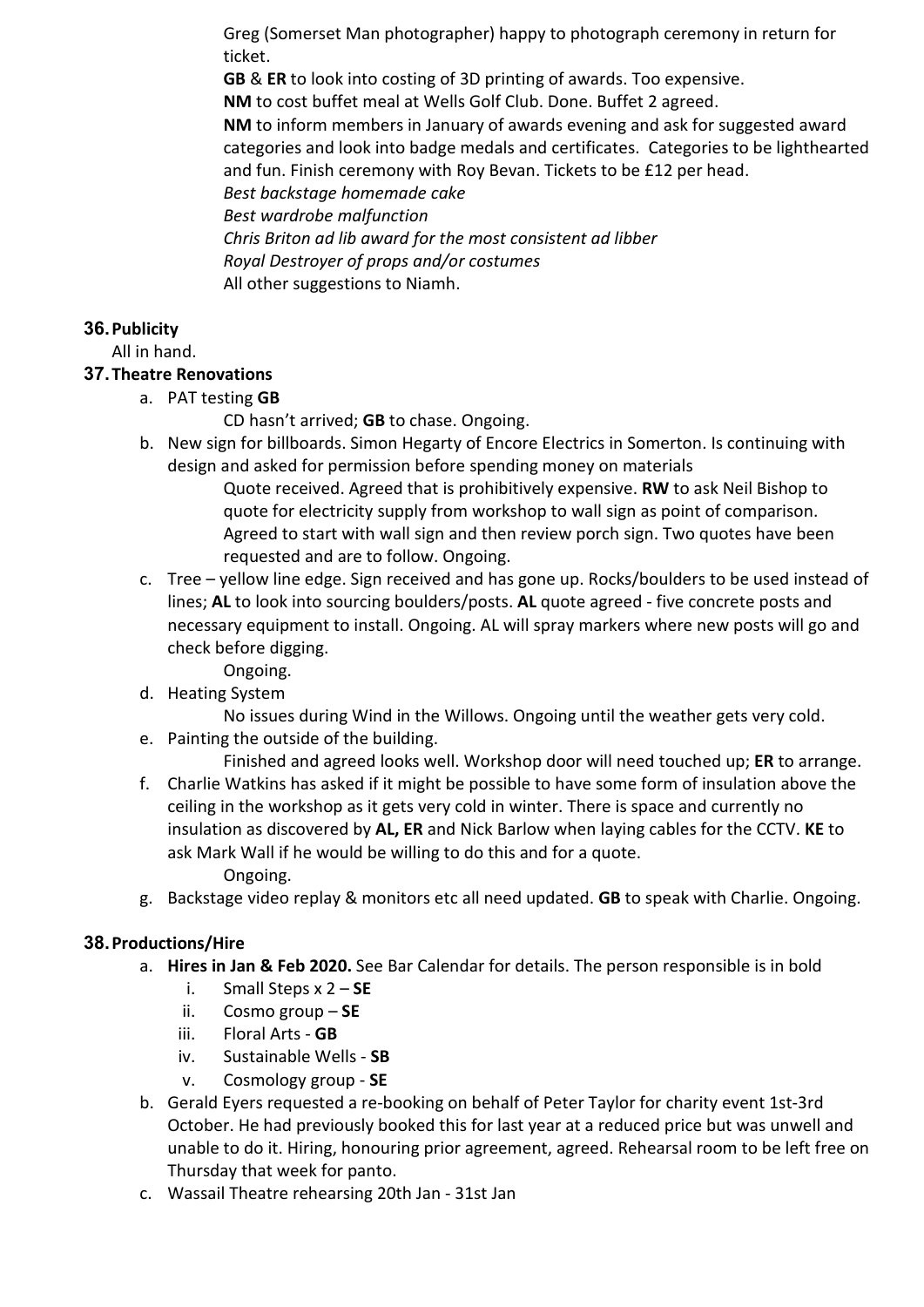Greg (Somerset Man photographer) happy to photograph ceremony in return for ticket.
**GB** & **ER** to look into costing of 3D printing of awards. Too expensive.
**NM** to cost buffet meal at Wells Golf Club. Done. Buffet 2 agreed.
**NM** to inform members in January of awards evening and ask for suggested award categories and look into badge medals and certificates. Categories to be lighthearted and fun. Finish ceremony with Roy Bevan. Tickets to be £12 per head.
*Best backstage homemade cake*
*Best wardrobe malfunction*
*Chris Briton ad lib award for the most consistent ad libber*
*Royal Destroyer of props and/or costumes*
All other suggestions to Niamh.

## 36. Publicity

All in hand.

## 37. Theatre Renovations

a. PAT testing **GB**

   CD hasn't arrived; **GB** to chase. Ongoing.

b. New sign for billboards. Simon Hegarty of Encore Electrics in Somerton. Is continuing with design and asked for permission before spending money on materials

   Quote received. Agreed that is prohibitively expensive. **RW** to ask Neil Bishop to quote for electricity supply from workshop to wall sign as point of comparison. Agreed to start with wall sign and then review porch sign. Two quotes have been requested and are to follow. Ongoing.

c. Tree – yellow line edge. Sign received and has gone up. Rocks/boulders to be used instead of lines; **AL** to look into sourcing boulders/posts. **AL** quote agreed - five concrete posts and necessary equipment to install. Ongoing. AL will spray markers where new posts will go and check before digging.

   Ongoing.

d. Heating System

   No issues during Wind in the Willows. Ongoing until the weather gets very cold.

e. Painting the outside of the building.

   Finished and agreed looks well. Workshop door will need touched up; **ER** to arrange.

f. Charlie Watkins has asked if it might be possible to have some form of insulation above the ceiling in the workshop as it gets very cold in winter. There is space and currently no insulation as discovered by **AL, ER** and Nick Barlow when laying cables for the CCTV. **KE** to ask Mark Wall if he would be willing to do this and for a quote.

   Ongoing.

g. Backstage video replay & monitors etc all need updated. **GB** to speak with Charlie. Ongoing.

## 38. Productions/Hire

a. **Hires in Jan & Feb 2020.** See Bar Calendar for details. The person responsible is in bold
   i. Small Steps x 2 – **SE**
   ii. Cosmo group – **SE**
   iii. Floral Arts - **GB**
   iv. Sustainable Wells - **SB**
   v. Cosmology group - **SE**

b. Gerald Eyers requested a re-booking on behalf of Peter Taylor for charity event 1st-3rd October. He had previously booked this for last year at a reduced price but was unwell and unable to do it. Hiring, honouring prior agreement, agreed. Rehearsal room to be left free on Thursday that week for panto.

c. Wassail Theatre rehearsing 20th Jan - 31st Jan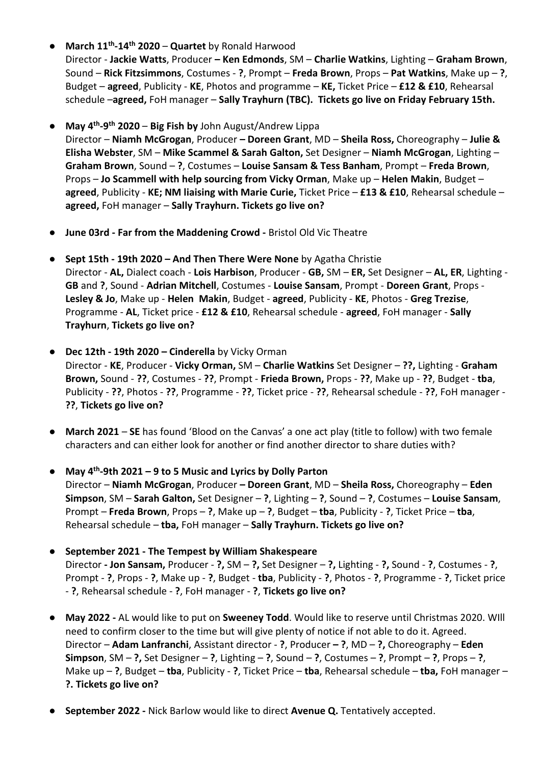- **March 11th-14th 2020** – **Quartet** by Ronald Harwood
  Director - **Jackie Watts**, Producer **– Ken Edmonds**, SM – **Charlie Watkins**, Lighting – **Graham Brown**, Sound – **Rick Fitzsimmons**, Costumes - **?**, Prompt – **Freda Brown**, Props – **Pat Watkins**, Make up – **?**, Budget – **agreed**, Publicity - **KE**, Photos and programme – **KE,** Ticket Price – **£12 & £10**, Rehearsal schedule –**agreed,** FoH manager – **Sally Trayhurn (TBC). Tickets go live on Friday February 15th.**

- **May 4th-9th 2020** – **Big Fish by** John August/Andrew Lippa
  Director – **Niamh McGrogan**, Producer **– Doreen Grant**, MD – **Sheila Ross,** Choreography – **Julie & Elisha Webster**, SM – **Mike Scammel & Sarah Galton,** Set Designer – **Niamh McGrogan**, Lighting – **Graham Brown**, Sound – **?**, Costumes – **Louise Sansam & Tess Banham**, Prompt – **Freda Brown**, Props – **Jo Scammell with help sourcing from Vicky Orman**, Make up – **Helen Makin**, Budget – **agreed**, Publicity - **KE; NM liaising with Marie Curie,** Ticket Price – **£13 & £10**, Rehearsal schedule – **agreed,** FoH manager – **Sally Trayhurn. Tickets go live on?**

- **June 03rd - Far from the Maddening Crowd -** Bristol Old Vic Theatre

- **Sept 15th - 19th 2020 – And Then There Were None** by Agatha Christie
  Director - **AL,** Dialect coach - **Lois Harbison**, Producer - **GB,** SM – **ER,** Set Designer – **AL, ER**, Lighting - **GB** and **?**, Sound - **Adrian Mitchell**, Costumes - **Louise Sansam**, Prompt - **Doreen Grant**, Props - **Lesley & Jo**, Make up - **Helen Makin**, Budget - **agreed**, Publicity - **KE**, Photos - **Greg Trezise**, Programme - **AL**, Ticket price - **£12 & £10**, Rehearsal schedule - **agreed**, FoH manager - **Sally Trayhurn**, **Tickets go live on?**

- **Dec 12th - 19th 2020 – Cinderella** by Vicky Orman
  Director - **KE**, Producer - **Vicky Orman,** SM – **Charlie Watkins** Set Designer – **??,** Lighting - **Graham Brown,** Sound - **??**, Costumes - **??**, Prompt - **Frieda Brown,** Props - **??**, Make up - **??**, Budget - **tba**, Publicity - **??**, Photos - **??**, Programme - **??**, Ticket price - **??**, Rehearsal schedule - **??**, FoH manager - **??**, **Tickets go live on?**

- **March 2021** – **SE** has found 'Blood on the Canvas' a one act play (title to follow) with two female characters and can either look for another or find another director to share duties with?

- **May 4th-9th 2021 – 9 to 5 Music and Lyrics by Dolly Parton**
  Director – **Niamh McGrogan**, Producer **– Doreen Grant**, MD – **Sheila Ross,** Choreography – **Eden Simpson**, SM – **Sarah Galton,** Set Designer – **?**, Lighting – **?**, Sound – **?**, Costumes – **Louise Sansam**, Prompt – **Freda Brown**, Props – **?**, Make up – **?**, Budget – **tba**, Publicity - **?**, Ticket Price – **tba**, Rehearsal schedule – **tba,** FoH manager – **Sally Trayhurn. Tickets go live on?**

- **September 2021 - The Tempest by William Shakespeare**
  Director **- Jon Sansam,** Producer - **?,** SM – **?,** Set Designer – **?,** Lighting - **?,** Sound - **?**, Costumes - **?**, Prompt - **?**, Props - **?**, Make up - **?**, Budget - **tba**, Publicity - **?**, Photos - **?**, Programme - **?**, Ticket price - **?**, Rehearsal schedule - **?**, FoH manager - **?**, **Tickets go live on?**

- **May 2022 -** AL would like to put on **Sweeney Todd**. Would like to reserve until Christmas 2020. WIll need to confirm closer to the time but will give plenty of notice if not able to do it. Agreed.
  Director – **Adam Lanfranchi**, Assistant director - **?**, Producer **– ?**, MD – **?,** Choreography – **Eden Simpson**, SM – **?,** Set Designer – **?**, Lighting – **?**, Sound – **?**, Costumes – **?**, Prompt – **?**, Props – **?**, Make up – **?**, Budget – **tba**, Publicity - **?**, Ticket Price – **tba**, Rehearsal schedule – **tba,** FoH manager – **?. Tickets go live on?**

- **September 2022 -** Nick Barlow would like to direct **Avenue Q.** Tentatively accepted.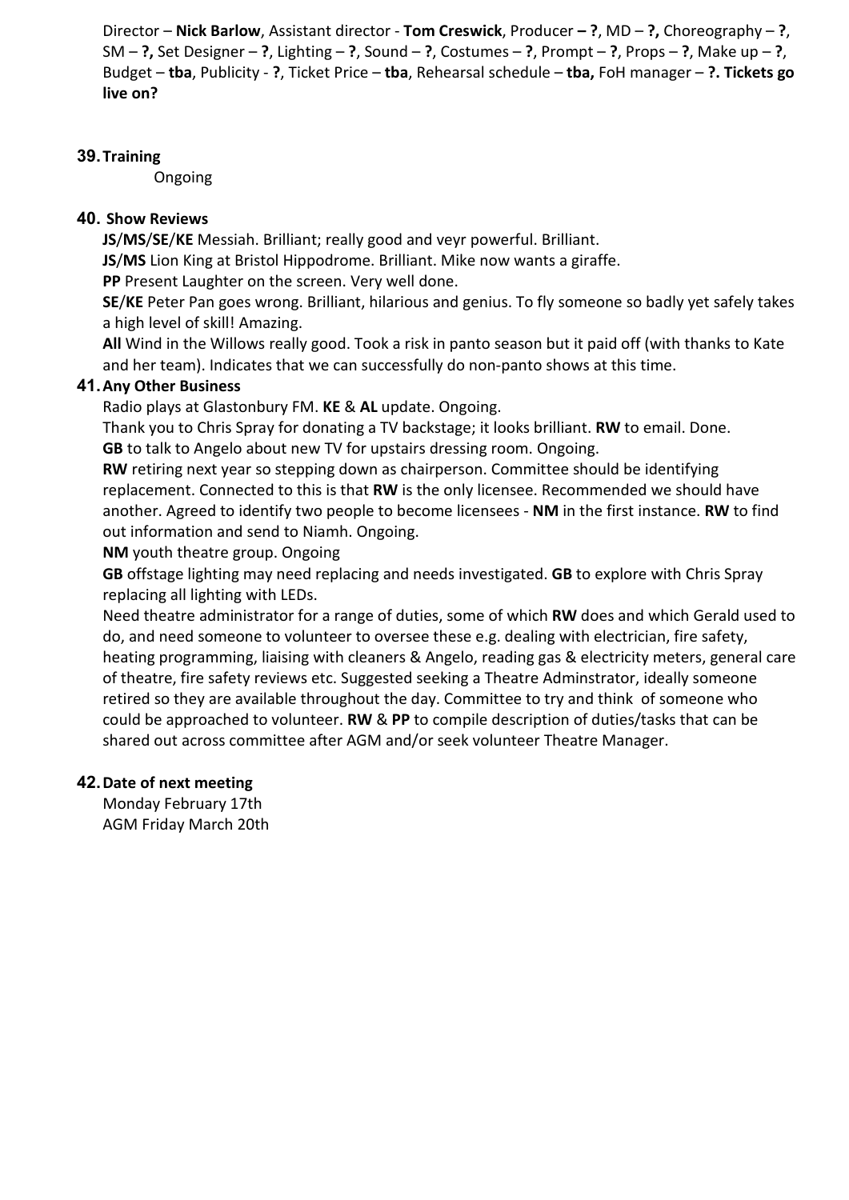Director – **Nick Barlow**, Assistant director - **Tom Creswick**, Producer **– ?**, MD – **?,** Choreography – **?**, SM – **?,** Set Designer – **?**, Lighting – **?**, Sound – **?**, Costumes – **?**, Prompt – **?**, Props – **?**, Make up – **?**, Budget – **tba**, Publicity - **?**, Ticket Price – **tba**, Rehearsal schedule – **tba,** FoH manager – **?. Tickets go live on?**

## 39. Training

Ongoing

## 40. Show Reviews

**JS**/**MS**/**SE**/**KE** Messiah. Brilliant; really good and veyr powerful. Brilliant.

**JS**/**MS** Lion King at Bristol Hippodrome. Brilliant. Mike now wants a giraffe.

**PP** Present Laughter on the screen. Very well done.

**SE**/**KE** Peter Pan goes wrong. Brilliant, hilarious and genius. To fly someone so badly yet safely takes a high level of skill! Amazing.

**All** Wind in the Willows really good. Took a risk in panto season but it paid off (with thanks to Kate and her team). Indicates that we can successfully do non-panto shows at this time.

## 41. Any Other Business

Radio plays at Glastonbury FM. **KE** & **AL** update. Ongoing.

Thank you to Chris Spray for donating a TV backstage; it looks brilliant. **RW** to email. Done.

**GB** to talk to Angelo about new TV for upstairs dressing room. Ongoing.

**RW** retiring next year so stepping down as chairperson. Committee should be identifying replacement. Connected to this is that **RW** is the only licensee. Recommended we should have another. Agreed to identify two people to become licensees - **NM** in the first instance. **RW** to find out information and send to Niamh. Ongoing.

**NM** youth theatre group. Ongoing

**GB** offstage lighting may need replacing and needs investigated. **GB** to explore with Chris Spray replacing all lighting with LEDs.

Need theatre administrator for a range of duties, some of which **RW** does and which Gerald used to do, and need someone to volunteer to oversee these e.g. dealing with electrician, fire safety, heating programming, liaising with cleaners & Angelo, reading gas & electricity meters, general care of theatre, fire safety reviews etc. Suggested seeking a Theatre Adminstrator, ideally someone retired so they are available throughout the day. Committee to try and think of someone who could be approached to volunteer. **RW** & **PP** to compile description of duties/tasks that can be shared out across committee after AGM and/or seek volunteer Theatre Manager.

## 42. Date of next meeting

Monday February 17th

AGM Friday March 20th